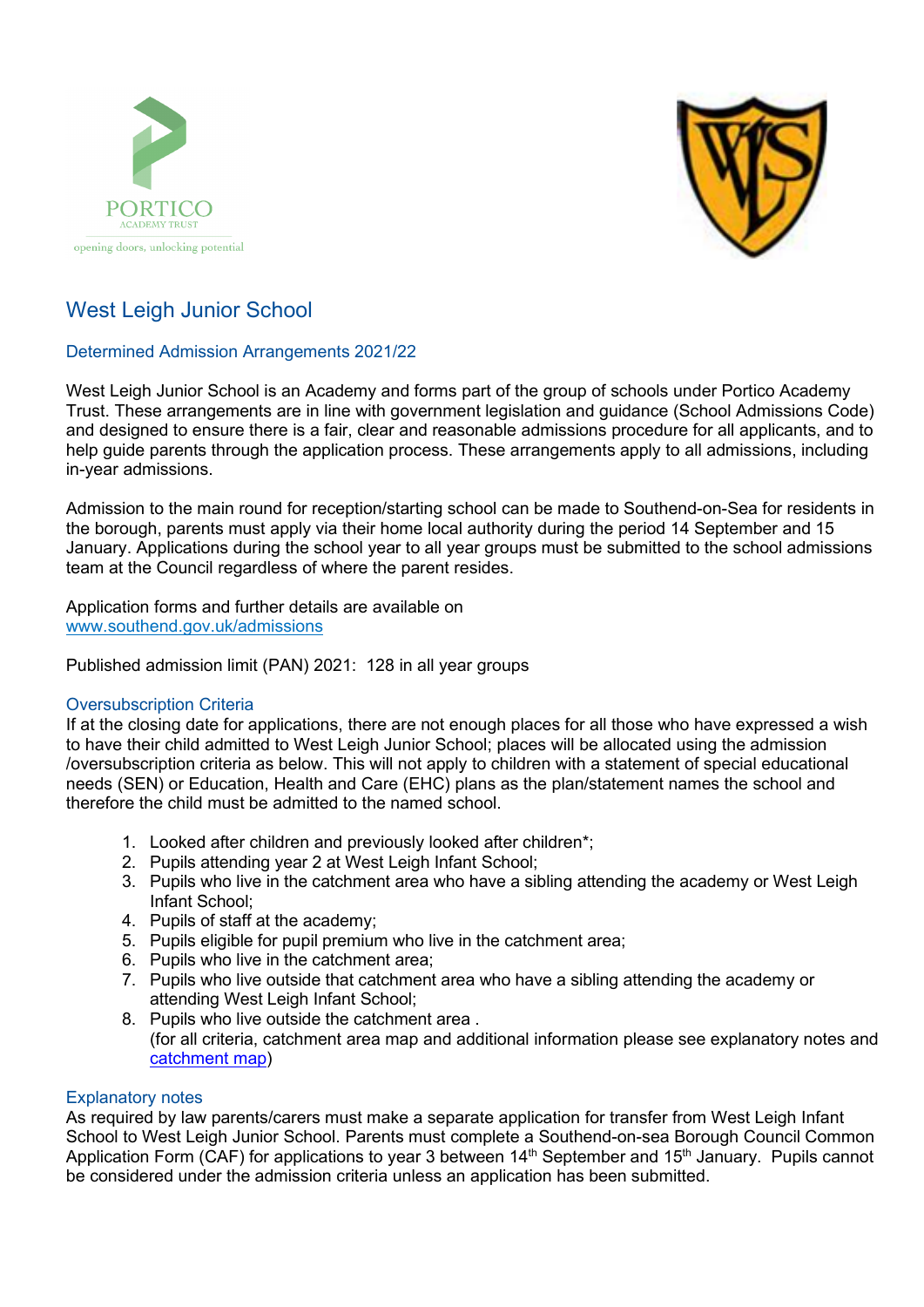# West Leigh Junior School

## Determined Admission Arrangements 2021/22

West Leigh Junior School is an Academy and forms part of the group of schools under Portico Academy Trust. These arrangements are in line with government legislation and guidance (School Admissions Code) and designed to ensure there is a fair, clear and reasonable admissions procedure for all applicants, and to help guide parents through the application process. These arrangements apply to all admissions, including in-year admissions.

Admission to the main round for reception/starting school can be made to Southend-on-Sea for residents in the borough, parents must apply via their home local authority during the period 14 September and 15 January. Applications during the school year to all year groups must be submitted to the school admissions team at the Council regardless of where the parent resides.

Application forms and further details are available on [www.southend.gov.uk/admissions](www.southend.gov.uk/admissions)

Published admission limit (PAN) 2021: 128 in all year groups

### Oversubscription Criteria

If at the closing date for applications, there are not enough places for all those who have expressed a wish to have their child admitted to West Leigh Junior School; places will be allocated using the admission /oversubscription criteria as below. This will not apply to children with a statement of special educational needs (SEN) or Education, Health and Care (EHC) plans as the plan/statement names the school and therefore the child must be admitted to the named school.

1. Looked after children and previously looked after children*;
2. Pupils attending year 2 at West Leigh Infant School;
3. Pupils who live in the catchment area who have a sibling attending the academy or West Leigh Infant School;
4. Pupils of staff at the academy;
5. Pupils eligible for pupil premium who live in the catchment area;
6. Pupils who live in the catchment area;
7. Pupils who live outside that catchment area who have a sibling attending the academy or attending West Leigh Infant School;
8. Pupils who live outside the catchment area .
   (for all criteria, catchment area map and additional information please see explanatory notes and catchment map)

### Explanatory notes

As required by law parents/carers must make a separate application for transfer from West Leigh Infant School to West Leigh Junior School. Parents must complete a Southend-on-sea Borough Council Common Application Form (CAF) for applications to year 3 between 14th September and 15th January. Pupils cannot be considered under the admission criteria unless an application has been submitted.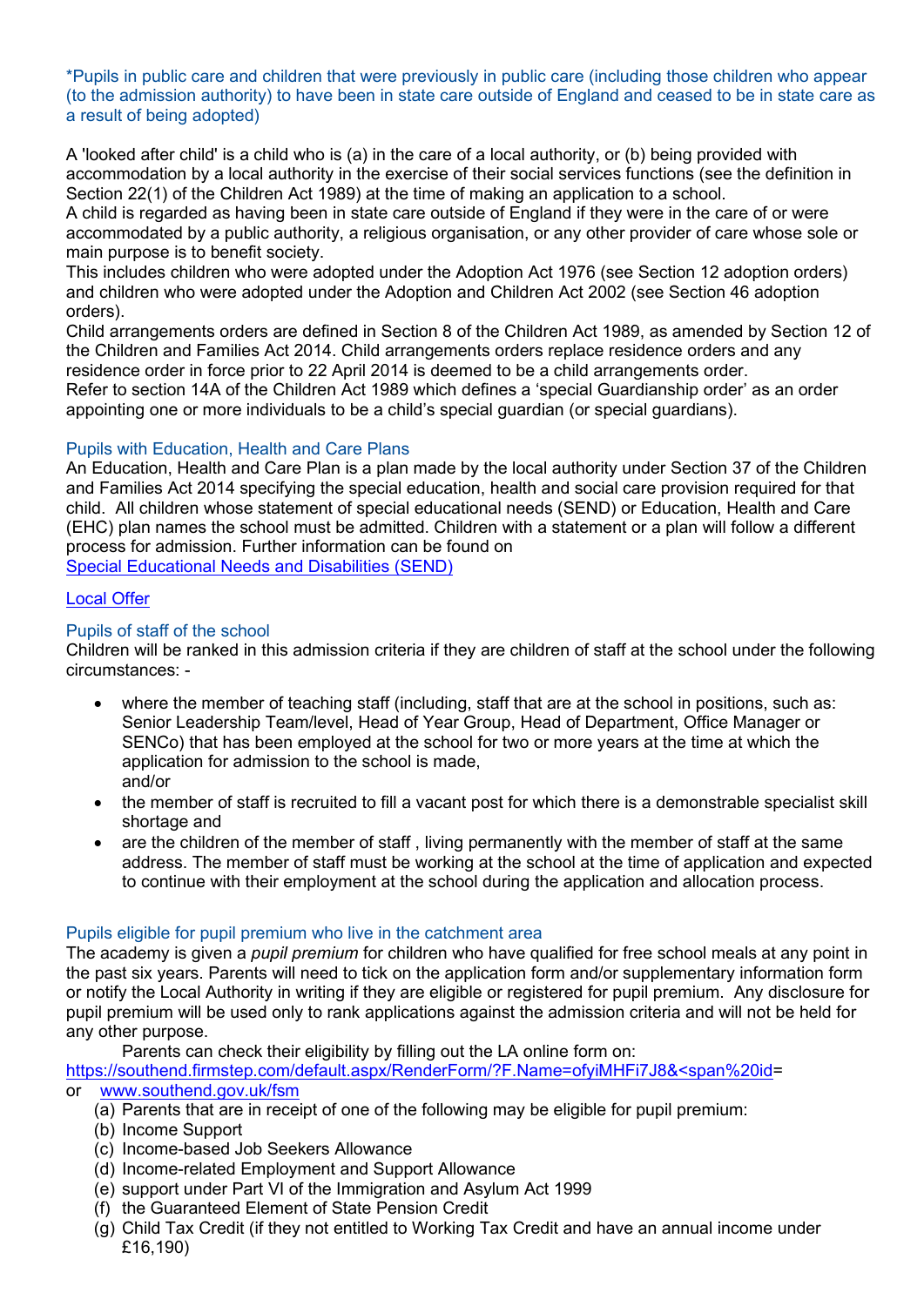*Pupils in public care and children that were previously in public care (including those children who appear (to the admission authority) to have been in state care outside of England and ceased to be in state care as a result of being adopted)

A 'looked after child' is a child who is (a) in the care of a local authority, or (b) being provided with accommodation by a local authority in the exercise of their social services functions (see the definition in Section 22(1) of the Children Act 1989) at the time of making an application to a school.
A child is regarded as having been in state care outside of England if they were in the care of or were accommodated by a public authority, a religious organisation, or any other provider of care whose sole or main purpose is to benefit society.
This includes children who were adopted under the Adoption Act 1976 (see Section 12 adoption orders) and children who were adopted under the Adoption and Children Act 2002 (see Section 46 adoption orders).
Child arrangements orders are defined in Section 8 of the Children Act 1989, as amended by Section 12 of the Children and Families Act 2014. Child arrangements orders replace residence orders and any residence order in force prior to 22 April 2014 is deemed to be a child arrangements order.
Refer to section 14A of the Children Act 1989 which defines a 'special Guardianship order' as an order appointing one or more individuals to be a child's special guardian (or special guardians).

### Pupils with Education, Health and Care Plans

An Education, Health and Care Plan is a plan made by the local authority under Section 37 of the Children and Families Act 2014 specifying the special education, health and social care provision required for that child. All children whose statement of special educational needs (SEND) or Education, Health and Care (EHC) plan names the school must be admitted. Children with a statement or a plan will follow a different process for admission. Further information can be found on
Special Educational Needs and Disabilities (SEND)

Local Offer

### Pupils of staff of the school

Children will be ranked in this admission criteria if they are children of staff at the school under the following circumstances: -

- where the member of teaching staff (including, staff that are at the school in positions, such as: Senior Leadership Team/level, Head of Year Group, Head of Department, Office Manager or SENCo) that has been employed at the school for two or more years at the time at which the application for admission to the school is made,
  and/or
- the member of staff is recruited to fill a vacant post for which there is a demonstrable specialist skill shortage and
- are the children of the member of staff , living permanently with the member of staff at the same address. The member of staff must be working at the school at the time of application and expected to continue with their employment at the school during the application and allocation process.

### Pupils eligible for pupil premium who live in the catchment area

The academy is given a *pupil premium* for children who have qualified for free school meals at any point in the past six years. Parents will need to tick on the application form and/or supplementary information form or notify the Local Authority in writing if they are eligible or registered for pupil premium. Any disclosure for pupil premium will be used only to rank applications against the admission criteria and will not be held for any other purpose.

Parents can check their eligibility by filling out the LA online form on:
https://southend.firmstep.com/default.aspx/RenderForm/?F.Name=ofyiMHFi7J8&<span%20id=
or www.southend.gov.uk/fsm

(a) Parents that are in receipt of one of the following may be eligible for pupil premium:
(b) Income Support
(c) Income-based Job Seekers Allowance
(d) Income-related Employment and Support Allowance
(e) support under Part VI of the Immigration and Asylum Act 1999
(f) the Guaranteed Element of State Pension Credit
(g) Child Tax Credit (if they not entitled to Working Tax Credit and have an annual income under £16,190)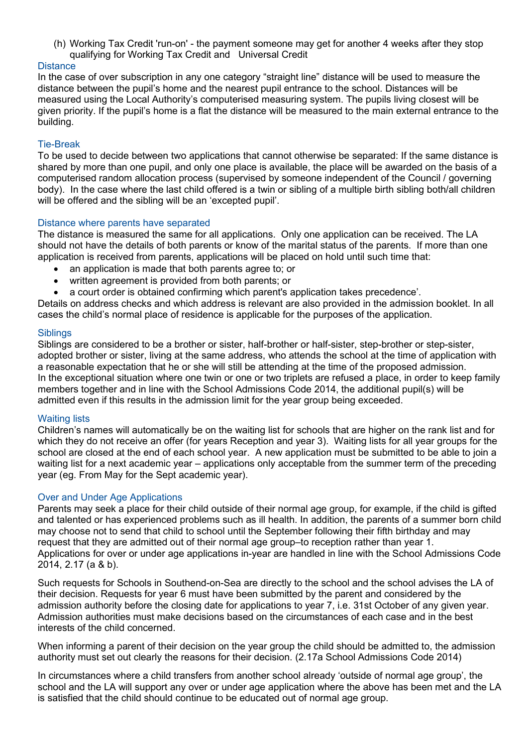(h) Working Tax Credit 'run-on' - the payment someone may get for another 4 weeks after they stop qualifying for Working Tax Credit and Universal Credit

### Distance

In the case of over subscription in any one category “straight line” distance will be used to measure the distance between the pupil’s home and the nearest pupil entrance to the school. Distances will be measured using the Local Authority’s computerised measuring system. The pupils living closest will be given priority. If the pupil’s home is a flat the distance will be measured to the main external entrance to the building.

### Tie-Break

To be used to decide between two applications that cannot otherwise be separated: If the same distance is shared by more than one pupil, and only one place is available, the place will be awarded on the basis of a computerised random allocation process (supervised by someone independent of the Council / governing body). In the case where the last child offered is a twin or sibling of a multiple birth sibling both/all children will be offered and the sibling will be an ‘excepted pupil’.

### Distance where parents have separated

The distance is measured the same for all applications. Only one application can be received. The LA should not have the details of both parents or know of the marital status of the parents. If more than one application is received from parents, applications will be placed on hold until such time that:

- an application is made that both parents agree to; or
- written agreement is provided from both parents; or
- a court order is obtained confirming which parent's application takes precedence’.

Details on address checks and which address is relevant are also provided in the admission booklet. In all cases the child’s normal place of residence is applicable for the purposes of the application.

### Siblings

Siblings are considered to be a brother or sister, half-brother or half-sister, step-brother or step-sister, adopted brother or sister, living at the same address, who attends the school at the time of application with a reasonable expectation that he or she will still be attending at the time of the proposed admission.
In the exceptional situation where one twin or one or two triplets are refused a place, in order to keep family members together and in line with the School Admissions Code 2014, the additional pupil(s) will be admitted even if this results in the admission limit for the year group being exceeded.

### Waiting lists

Children’s names will automatically be on the waiting list for schools that are higher on the rank list and for which they do not receive an offer (for years Reception and year 3). Waiting lists for all year groups for the school are closed at the end of each school year. A new application must be submitted to be able to join a waiting list for a next academic year – applications only acceptable from the summer term of the preceding year (eg. From May for the Sept academic year).

### Over and Under Age Applications

Parents may seek a place for their child outside of their normal age group, for example, if the child is gifted and talented or has experienced problems such as ill health. In addition, the parents of a summer born child may choose not to send that child to school until the September following their fifth birthday and may request that they are admitted out of their normal age group–to reception rather than year 1.
Applications for over or under age applications in-year are handled in line with the School Admissions Code 2014, 2.17 (a & b).

Such requests for Schools in Southend-on-Sea are directly to the school and the school advises the LA of their decision. Requests for year 6 must have been submitted by the parent and considered by the admission authority before the closing date for applications to year 7, i.e. 31st October of any given year. Admission authorities must make decisions based on the circumstances of each case and in the best interests of the child concerned.

When informing a parent of their decision on the year group the child should be admitted to, the admission authority must set out clearly the reasons for their decision. (2.17a School Admissions Code 2014)

In circumstances where a child transfers from another school already ‘outside of normal age group’, the school and the LA will support any over or under age application where the above has been met and the LA is satisfied that the child should continue to be educated out of normal age group.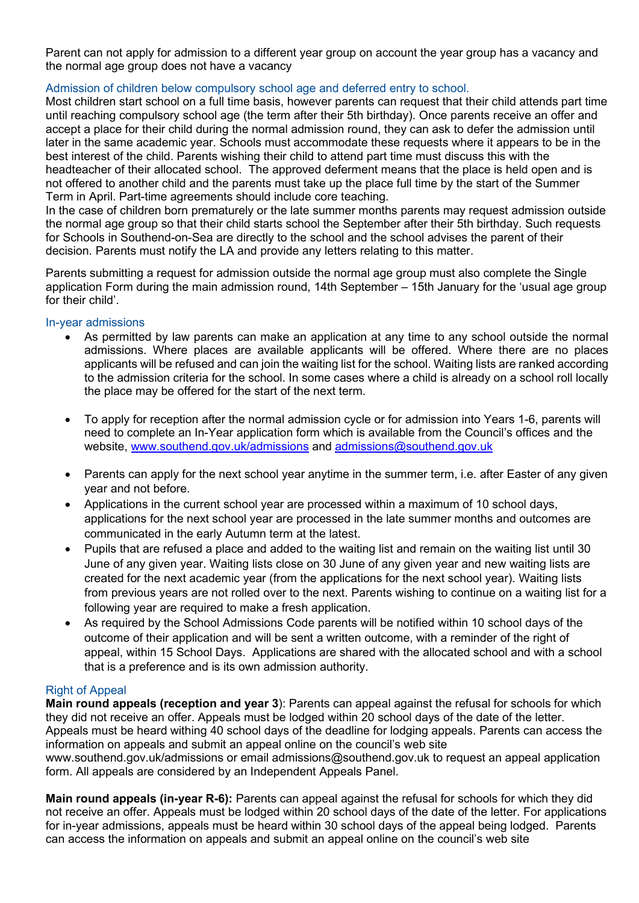Parent can not apply for admission to a different year group on account the year group has a vacancy and the normal age group does not have a vacancy

### Admission of children below compulsory school age and deferred entry to school.

Most children start school on a full time basis, however parents can request that their child attends part time until reaching compulsory school age (the term after their 5th birthday). Once parents receive an offer and accept a place for their child during the normal admission round, they can ask to defer the admission until later in the same academic year. Schools must accommodate these requests where it appears to be in the best interest of the child. Parents wishing their child to attend part time must discuss this with the headteacher of their allocated school. The approved deferment means that the place is held open and is not offered to another child and the parents must take up the place full time by the start of the Summer Term in April. Part-time agreements should include core teaching.

In the case of children born prematurely or the late summer months parents may request admission outside the normal age group so that their child starts school the September after their 5th birthday. Such requests for Schools in Southend-on-Sea are directly to the school and the school advises the parent of their decision. Parents must notify the LA and provide any letters relating to this matter.

Parents submitting a request for admission outside the normal age group must also complete the Single application Form during the main admission round, 14th September – 15th January for the 'usual age group for their child'.

### In-year admissions

- As permitted by law parents can make an application at any time to any school outside the normal admissions. Where places are available applicants will be offered. Where there are no places applicants will be refused and can join the waiting list for the school. Waiting lists are ranked according to the admission criteria for the school. In some cases where a child is already on a school roll locally the place may be offered for the start of the next term.

- To apply for reception after the normal admission cycle or for admission into Years 1-6, parents will need to complete an In-Year application form which is available from the Council's offices and the website, [www.southend.gov.uk/admissions](www.southend.gov.uk/admissions) and [admissions@southend.gov.uk](mailto:admissions@southend.gov.uk)

- Parents can apply for the next school year anytime in the summer term, i.e. after Easter of any given year and not before.
- Applications in the current school year are processed within a maximum of 10 school days, applications for the next school year are processed in the late summer months and outcomes are communicated in the early Autumn term at the latest.
- Pupils that are refused a place and added to the waiting list and remain on the waiting list until 30 June of any given year. Waiting lists close on 30 June of any given year and new waiting lists are created for the next academic year (from the applications for the next school year). Waiting lists from previous years are not rolled over to the next. Parents wishing to continue on a waiting list for a following year are required to make a fresh application.
- As required by the School Admissions Code parents will be notified within 10 school days of the outcome of their application and will be sent a written outcome, with a reminder of the right of appeal, within 15 School Days. Applications are shared with the allocated school and with a school that is a preference and is its own admission authority.

### Right of Appeal

**Main round appeals (reception and year 3**): Parents can appeal against the refusal for schools for which they did not receive an offer. Appeals must be lodged within 20 school days of the date of the letter. Appeals must be heard withing 40 school days of the deadline for lodging appeals. Parents can access the information on appeals and submit an appeal online on the council's web site www.southend.gov.uk/admissions or email admissions@southend.gov.uk to request an appeal application form. All appeals are considered by an Independent Appeals Panel.

**Main round appeals (in-year R-6):** Parents can appeal against the refusal for schools for which they did not receive an offer. Appeals must be lodged within 20 school days of the date of the letter. For applications for in-year admissions, appeals must be heard within 30 school days of the appeal being lodged. Parents can access the information on appeals and submit an appeal online on the council's web site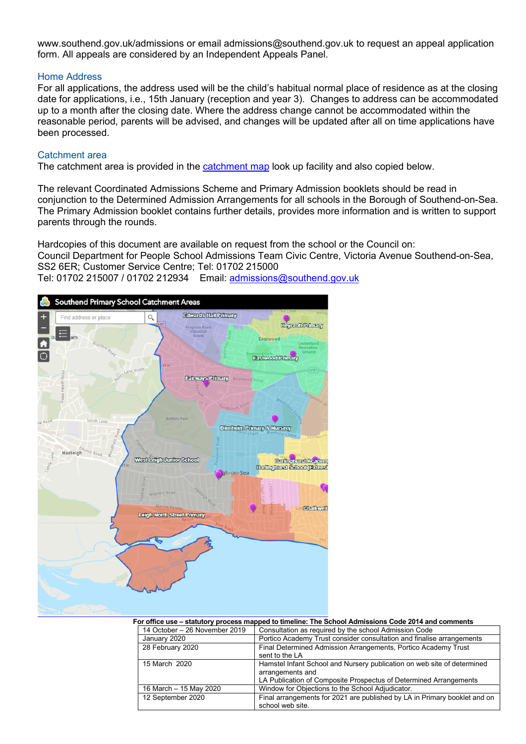www.southend.gov.uk/admissions or email admissions@southend.gov.uk to request an appeal application form. All appeals are considered by an Independent Appeals Panel.

## Home Address

For all applications, the address used will be the child's habitual normal place of residence as at the closing date for applications, i.e., 15th January (reception and year 3). Changes to address can be accommodated up to a month after the closing date. Where the address change cannot be accommodated within the reasonable period, parents will be advised, and changes will be updated after all on time applications have been processed.

## Catchment area

The catchment area is provided in the catchment map look up facility and also copied below.

The relevant Coordinated Admissions Scheme and Primary Admission booklets should be read in conjunction to the Determined Admission Arrangements for all schools in the Borough of Southend-on-Sea. The Primary Admission booklet contains further details, provides more information and is written to support parents through the rounds.

Hardcopies of this document are available on request from the school or the Council on:
Council Department for People School Admissions Team Civic Centre, Victoria Avenue Southend-on-Sea, SS2 6ER; Customer Service Centre; Tel: 01702 215000
Tel: 01702 215007 / 01702 212934 Email: admissions@southend.gov.uk

Southend Primary School Catchment Areas

Edwards Hall Primary
Heycroft Primary
Eastwood Primary
Fairways Primary
Blenheim Primary & Nursery
West Leigh Junior School
Darlinghurst Academy
Darlinghurst School (Extension)
Chalkwell
Leigh North Street Primary

**For office use – statutory process mapped to timeline: The School Admissions Code 2014 and comments**

| | |
|---|---|
| 14 October – 26 November 2019 | Consultation as required by the school Admission Code |
| January 2020 | Portico Academy Trust consider consultation and finalise arrangements |
| 28 February 2020 | Final Determined Admission Arrangements, Portico Academy Trust sent to the LA |
| 15 March 2020 | Hamstel Infant School and Nursery publication on web site of determined arrangements and<br>LA Publication of Composite Prospectus of Determined Arrangements |
| 16 March – 15 May 2020 | Window for Objections to the School Adjudicator. |
| 12 September 2020 | Final arrangements for 2021 are published by LA in Primary booklet and on school web site. |